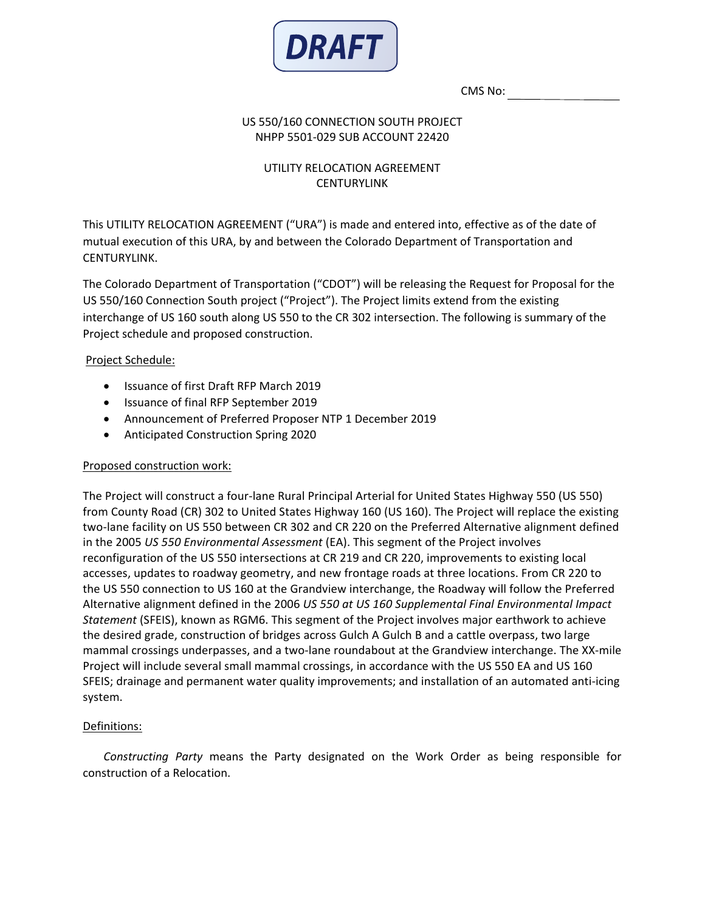**DRAFT**

CMS No: \_\_\_\_\_\_\_\_\_\_\_\_\_\_\_\_

US 550/160 CONNECTION SOUTH PROJECT
NHPP 5501-029 SUB ACCOUNT 22420

UTILITY RELOCATION AGREEMENT
CENTURYLINK

This UTILITY RELOCATION AGREEMENT ("URA") is made and entered into, effective as of the date of mutual execution of this URA, by and between the Colorado Department of Transportation and CENTURYLINK.

The Colorado Department of Transportation ("CDOT") will be releasing the Request for Proposal for the US 550/160 Connection South project ("Project"). The Project limits extend from the existing interchange of US 160 south along US 550 to the CR 302 intersection. The following is summary of the Project schedule and proposed construction.

Project Schedule:

- Issuance of first Draft RFP March 2019
- Issuance of final RFP September 2019
- Announcement of Preferred Proposer NTP 1 December 2019
- Anticipated Construction Spring 2020

Proposed construction work:

The Project will construct a four-lane Rural Principal Arterial for United States Highway 550 (US 550) from County Road (CR) 302 to United States Highway 160 (US 160). The Project will replace the existing two-lane facility on US 550 between CR 302 and CR 220 on the Preferred Alternative alignment defined in the 2005 *US 550 Environmental Assessment* (EA). This segment of the Project involves reconfiguration of the US 550 intersections at CR 219 and CR 220, improvements to existing local accesses, updates to roadway geometry, and new frontage roads at three locations. From CR 220 to the US 550 connection to US 160 at the Grandview interchange, the Roadway will follow the Preferred Alternative alignment defined in the 2006 *US 550 at US 160 Supplemental Final Environmental Impact Statement* (SFEIS), known as RGM6. This segment of the Project involves major earthwork to achieve the desired grade, construction of bridges across Gulch A Gulch B and a cattle overpass, two large mammal crossings underpasses, and a two-lane roundabout at the Grandview interchange. The XX-mile Project will include several small mammal crossings, in accordance with the US 550 EA and US 160 SFEIS; drainage and permanent water quality improvements; and installation of an automated anti-icing system.

Definitions:

*Constructing Party* means the Party designated on the Work Order as being responsible for construction of a Relocation.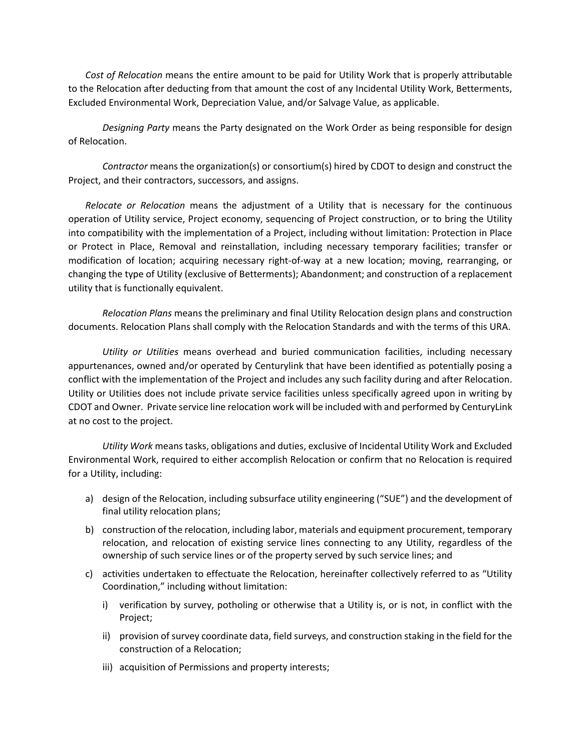*Cost of Relocation* means the entire amount to be paid for Utility Work that is properly attributable to the Relocation after deducting from that amount the cost of any Incidental Utility Work, Betterments, Excluded Environmental Work, Depreciation Value, and/or Salvage Value, as applicable.

*Designing Party* means the Party designated on the Work Order as being responsible for design of Relocation.

*Contractor* means the organization(s) or consortium(s) hired by CDOT to design and construct the Project, and their contractors, successors, and assigns.

*Relocate or Relocation* means the adjustment of a Utility that is necessary for the continuous operation of Utility service, Project economy, sequencing of Project construction, or to bring the Utility into compatibility with the implementation of a Project, including without limitation: Protection in Place or Protect in Place, Removal and reinstallation, including necessary temporary facilities; transfer or modification of location; acquiring necessary right-of-way at a new location; moving, rearranging, or changing the type of Utility (exclusive of Betterments); Abandonment; and construction of a replacement utility that is functionally equivalent.

*Relocation Plans* means the preliminary and final Utility Relocation design plans and construction documents. Relocation Plans shall comply with the Relocation Standards and with the terms of this URA.

*Utility or Utilities* means overhead and buried communication facilities, including necessary appurtenances, owned and/or operated by Centurylink that have been identified as potentially posing a conflict with the implementation of the Project and includes any such facility during and after Relocation. Utility or Utilities does not include private service facilities unless specifically agreed upon in writing by CDOT and Owner. Private service line relocation work will be included with and performed by CenturyLink at no cost to the project.

*Utility Work* means tasks, obligations and duties, exclusive of Incidental Utility Work and Excluded Environmental Work, required to either accomplish Relocation or confirm that no Relocation is required for a Utility, including:

a) design of the Relocation, including subsurface utility engineering ("SUE") and the development of final utility relocation plans;

b) construction of the relocation, including labor, materials and equipment procurement, temporary relocation, and relocation of existing service lines connecting to any Utility, regardless of the ownership of such service lines or of the property served by such service lines; and

c) activities undertaken to effectuate the Relocation, hereinafter collectively referred to as "Utility Coordination," including without limitation:

   i) verification by survey, potholing or otherwise that a Utility is, or is not, in conflict with the Project;

   ii) provision of survey coordinate data, field surveys, and construction staking in the field for the construction of a Relocation;

   iii) acquisition of Permissions and property interests;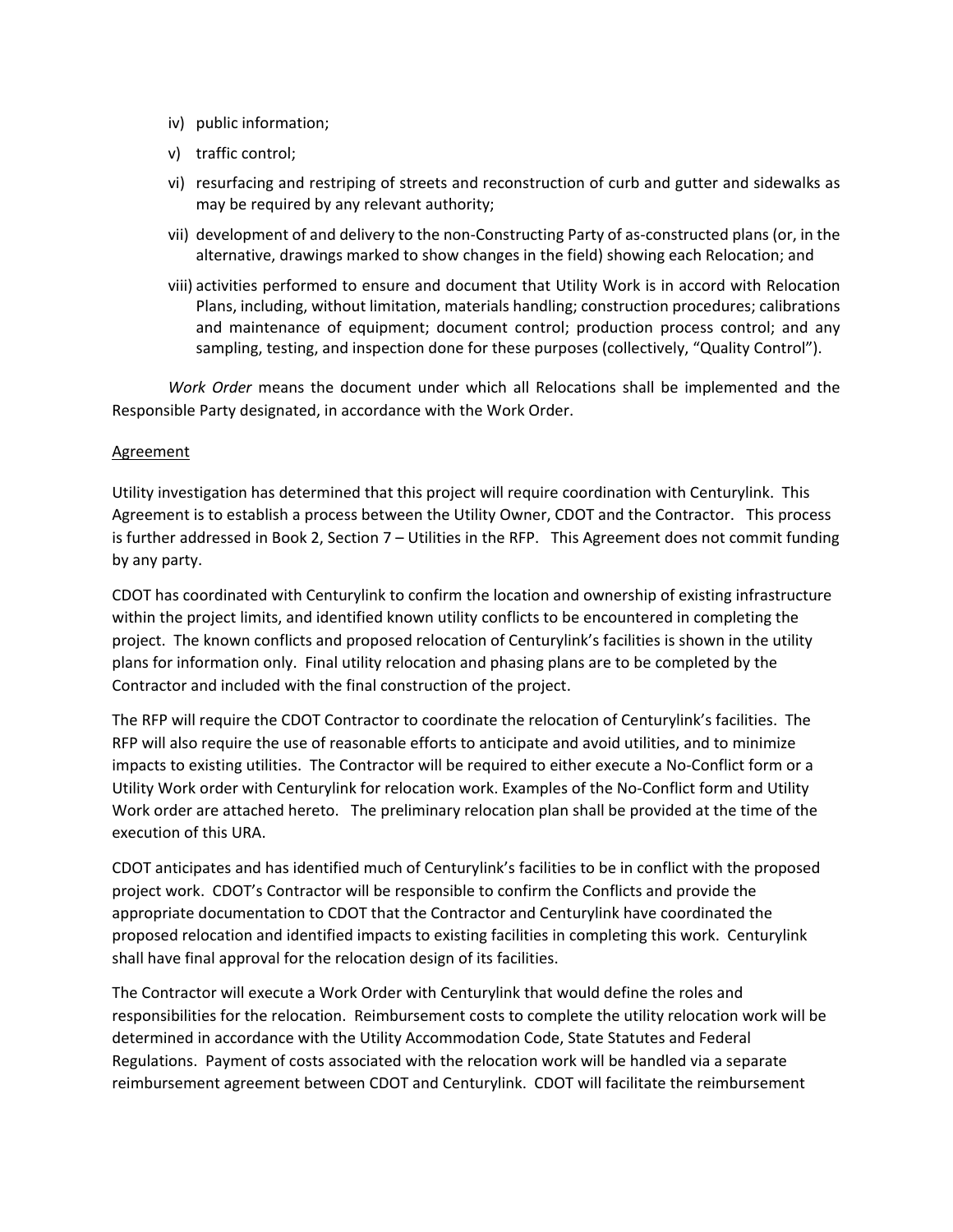iv) public information;

v) traffic control;

vi) resurfacing and restriping of streets and reconstruction of curb and gutter and sidewalks as may be required by any relevant authority;

vii) development of and delivery to the non-Constructing Party of as-constructed plans (or, in the alternative, drawings marked to show changes in the field) showing each Relocation; and

viii) activities performed to ensure and document that Utility Work is in accord with Relocation Plans, including, without limitation, materials handling; construction procedures; calibrations and maintenance of equipment; document control; production process control; and any sampling, testing, and inspection done for these purposes (collectively, "Quality Control").

*Work Order* means the document under which all Relocations shall be implemented and the Responsible Party designated, in accordance with the Work Order.

Agreement

Utility investigation has determined that this project will require coordination with Centurylink. This Agreement is to establish a process between the Utility Owner, CDOT and the Contractor. This process is further addressed in Book 2, Section 7 – Utilities in the RFP. This Agreement does not commit funding by any party.

CDOT has coordinated with Centurylink to confirm the location and ownership of existing infrastructure within the project limits, and identified known utility conflicts to be encountered in completing the project. The known conflicts and proposed relocation of Centurylink's facilities is shown in the utility plans for information only. Final utility relocation and phasing plans are to be completed by the Contractor and included with the final construction of the project.

The RFP will require the CDOT Contractor to coordinate the relocation of Centurylink's facilities. The RFP will also require the use of reasonable efforts to anticipate and avoid utilities, and to minimize impacts to existing utilities. The Contractor will be required to either execute a No-Conflict form or a Utility Work order with Centurylink for relocation work. Examples of the No-Conflict form and Utility Work order are attached hereto. The preliminary relocation plan shall be provided at the time of the execution of this URA.

CDOT anticipates and has identified much of Centurylink's facilities to be in conflict with the proposed project work. CDOT's Contractor will be responsible to confirm the Conflicts and provide the appropriate documentation to CDOT that the Contractor and Centurylink have coordinated the proposed relocation and identified impacts to existing facilities in completing this work. Centurylink shall have final approval for the relocation design of its facilities.

The Contractor will execute a Work Order with Centurylink that would define the roles and responsibilities for the relocation. Reimbursement costs to complete the utility relocation work will be determined in accordance with the Utility Accommodation Code, State Statutes and Federal Regulations. Payment of costs associated with the relocation work will be handled via a separate reimbursement agreement between CDOT and Centurylink. CDOT will facilitate the reimbursement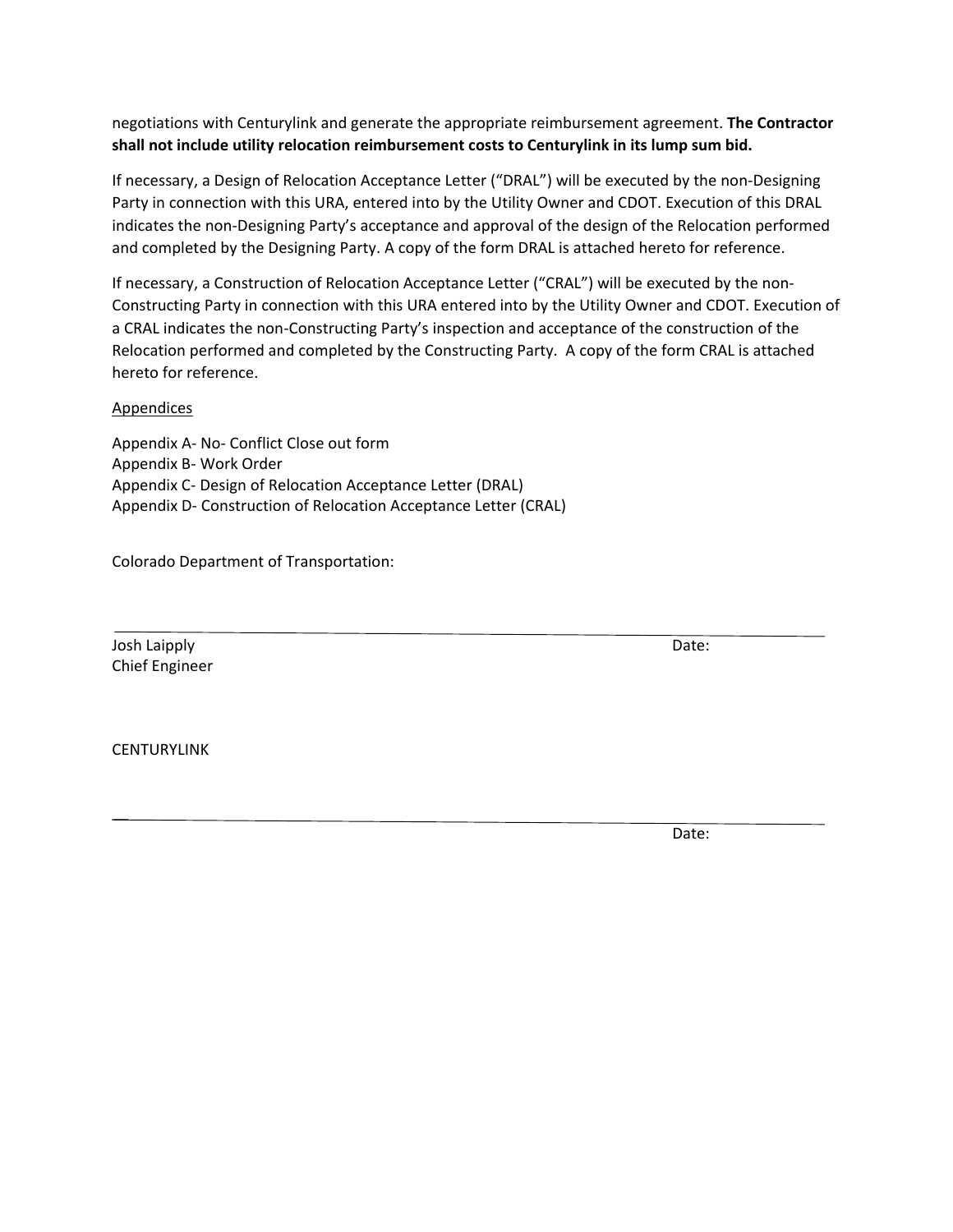negotiations with Centurylink and generate the appropriate reimbursement agreement. **The Contractor shall not include utility relocation reimbursement costs to Centurylink in its lump sum bid.**

If necessary, a Design of Relocation Acceptance Letter ("DRAL") will be executed by the non-Designing Party in connection with this URA, entered into by the Utility Owner and CDOT. Execution of this DRAL indicates the non-Designing Party's acceptance and approval of the design of the Relocation performed and completed by the Designing Party. A copy of the form DRAL is attached hereto for reference.

If necessary, a Construction of Relocation Acceptance Letter ("CRAL") will be executed by the non-Constructing Party in connection with this URA entered into by the Utility Owner and CDOT. Execution of a CRAL indicates the non-Constructing Party's inspection and acceptance of the construction of the Relocation performed and completed by the Constructing Party. A copy of the form CRAL is attached hereto for reference.

Appendices

Appendix A- No- Conflict Close out form
Appendix B- Work Order
Appendix C- Design of Relocation Acceptance Letter (DRAL)
Appendix D- Construction of Relocation Acceptance Letter (CRAL)

Colorado Department of Transportation:

___________________________________________

Josh Laipply Date:
Chief Engineer

CENTURYLINK

___________________________________________

Date: